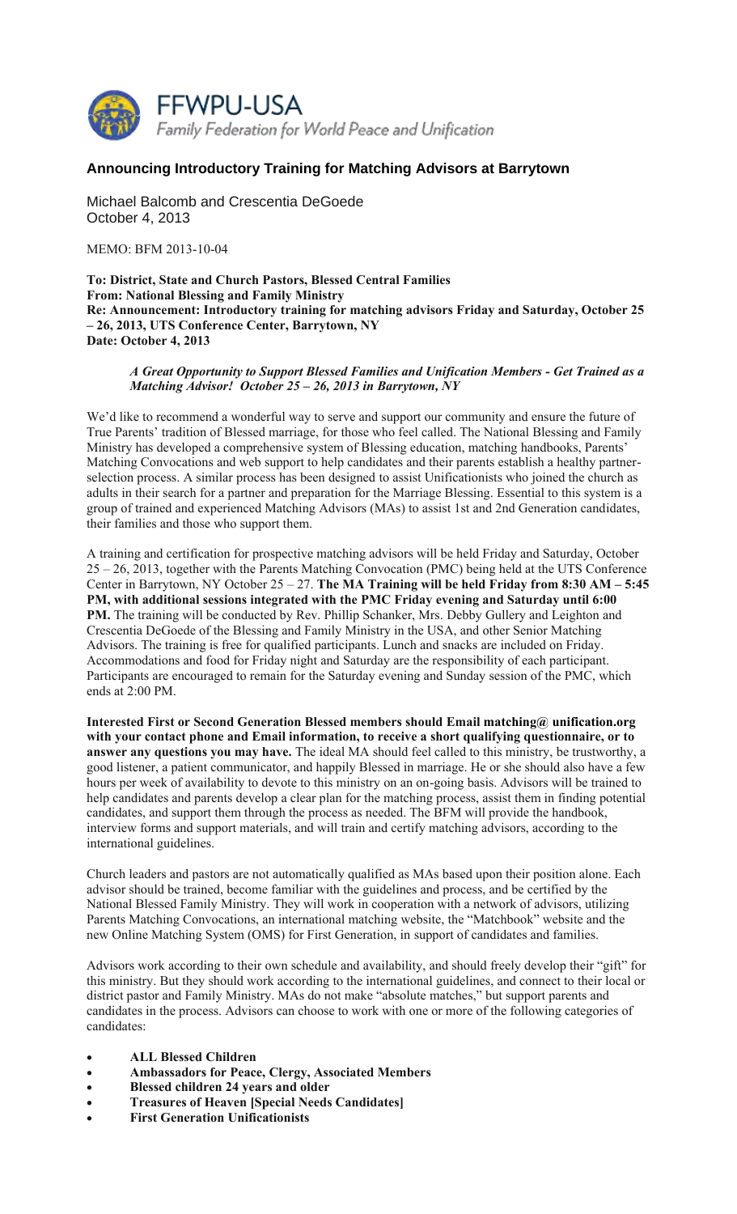FFWPU-USA
*Family Federation for World Peace and Unification*

## Announcing Introductory Training for Matching Advisors at Barrytown

Michael Balcomb and Crescentia DeGoede
October 4, 2013

MEMO: BFM 2013-10-04

**To: District, State and Church Pastors, Blessed Central Families**
**From: National Blessing and Family Ministry**
**Re: Announcement: Introductory training for matching advisors Friday and Saturday, October 25 – 26, 2013, UTS Conference Center, Barrytown, NY**
**Date: October 4, 2013**

> ***A Great Opportunity to Support Blessed Families and Unification Members - Get Trained as a Matching Advisor! October 25 – 26, 2013 in Barrytown, NY***

We'd like to recommend a wonderful way to serve and support our community and ensure the future of True Parents' tradition of Blessed marriage, for those who feel called. The National Blessing and Family Ministry has developed a comprehensive system of Blessing education, matching handbooks, Parents' Matching Convocations and web support to help candidates and their parents establish a healthy partner-selection process. A similar process has been designed to assist Unificationists who joined the church as adults in their search for a partner and preparation for the Marriage Blessing. Essential to this system is a group of trained and experienced Matching Advisors (MAs) to assist 1st and 2nd Generation candidates, their families and those who support them.

A training and certification for prospective matching advisors will be held Friday and Saturday, October 25 – 26, 2013, together with the Parents Matching Convocation (PMC) being held at the UTS Conference Center in Barrytown, NY October 25 – 27. **The MA Training will be held Friday from 8:30 AM – 5:45 PM, with additional sessions integrated with the PMC Friday evening and Saturday until 6:00 PM.** The training will be conducted by Rev. Phillip Schanker, Mrs. Debby Gullery and Leighton and Crescentia DeGoede of the Blessing and Family Ministry in the USA, and other Senior Matching Advisors. The training is free for qualified participants. Lunch and snacks are included on Friday. Accommodations and food for Friday night and Saturday are the responsibility of each participant. Participants are encouraged to remain for the Saturday evening and Sunday session of the PMC, which ends at 2:00 PM.

**Interested First or Second Generation Blessed members should Email matching@ unification.org with your contact phone and Email information, to receive a short qualifying questionnaire, or to answer any questions you may have.** The ideal MA should feel called to this ministry, be trustworthy, a good listener, a patient communicator, and happily Blessed in marriage. He or she should also have a few hours per week of availability to devote to this ministry on an on-going basis. Advisors will be trained to help candidates and parents develop a clear plan for the matching process, assist them in finding potential candidates, and support them through the process as needed. The BFM will provide the handbook, interview forms and support materials, and will train and certify matching advisors, according to the international guidelines.

Church leaders and pastors are not automatically qualified as MAs based upon their position alone. Each advisor should be trained, become familiar with the guidelines and process, and be certified by the National Blessed Family Ministry. They will work in cooperation with a network of advisors, utilizing Parents Matching Convocations, an international matching website, the "Matchbook" website and the new Online Matching System (OMS) for First Generation, in support of candidates and families.

Advisors work according to their own schedule and availability, and should freely develop their "gift" for this ministry. But they should work according to the international guidelines, and connect to their local or district pastor and Family Ministry. MAs do not make "absolute matches," but support parents and candidates in the process. Advisors can choose to work with one or more of the following categories of candidates:

- **ALL Blessed Children**
- **Ambassadors for Peace, Clergy, Associated Members**
- **Blessed children 24 years and older**
- **Treasures of Heaven [Special Needs Candidates]**
- **First Generation Unificationists**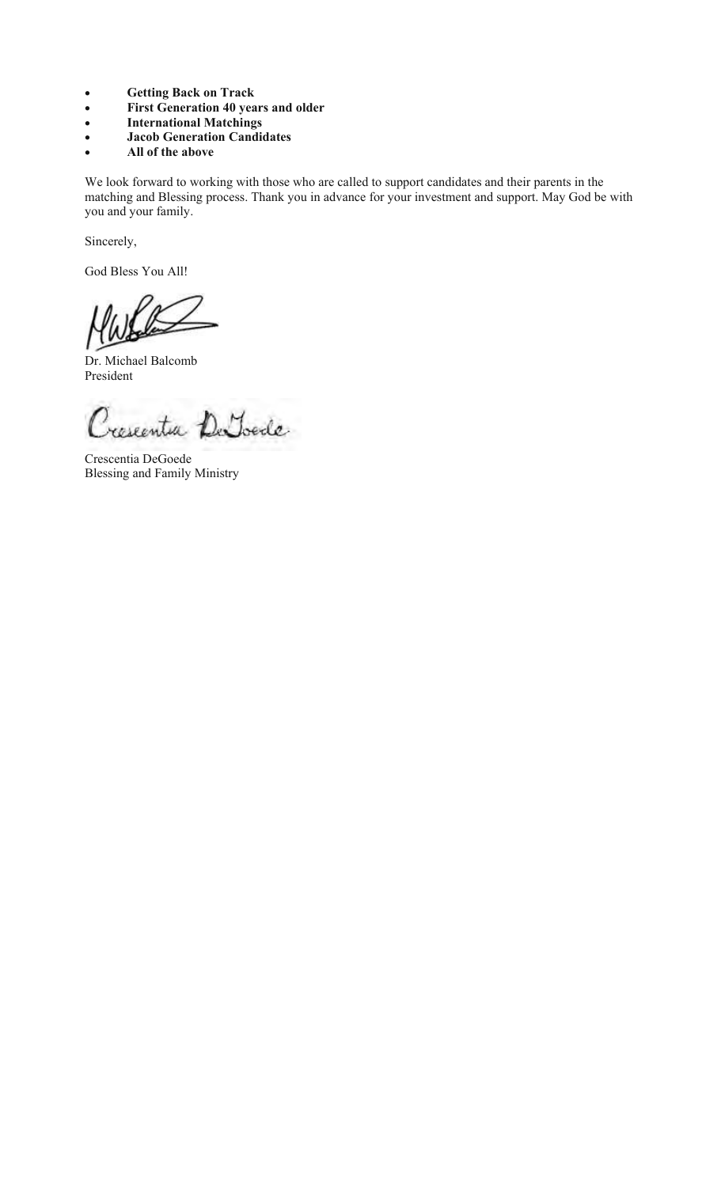- **Getting Back on Track**
- **First Generation 40 years and older**
- **International Matchings**
- **Jacob Generation Candidates**
- **All of the above**

We look forward to working with those who are called to support candidates and their parents in the matching and Blessing process. Thank you in advance for your investment and support. May God be with you and your family.

Sincerely,

God Bless You All!

Dr. Michael Balcomb
President

Crescentia DeGoede
Blessing and Family Ministry